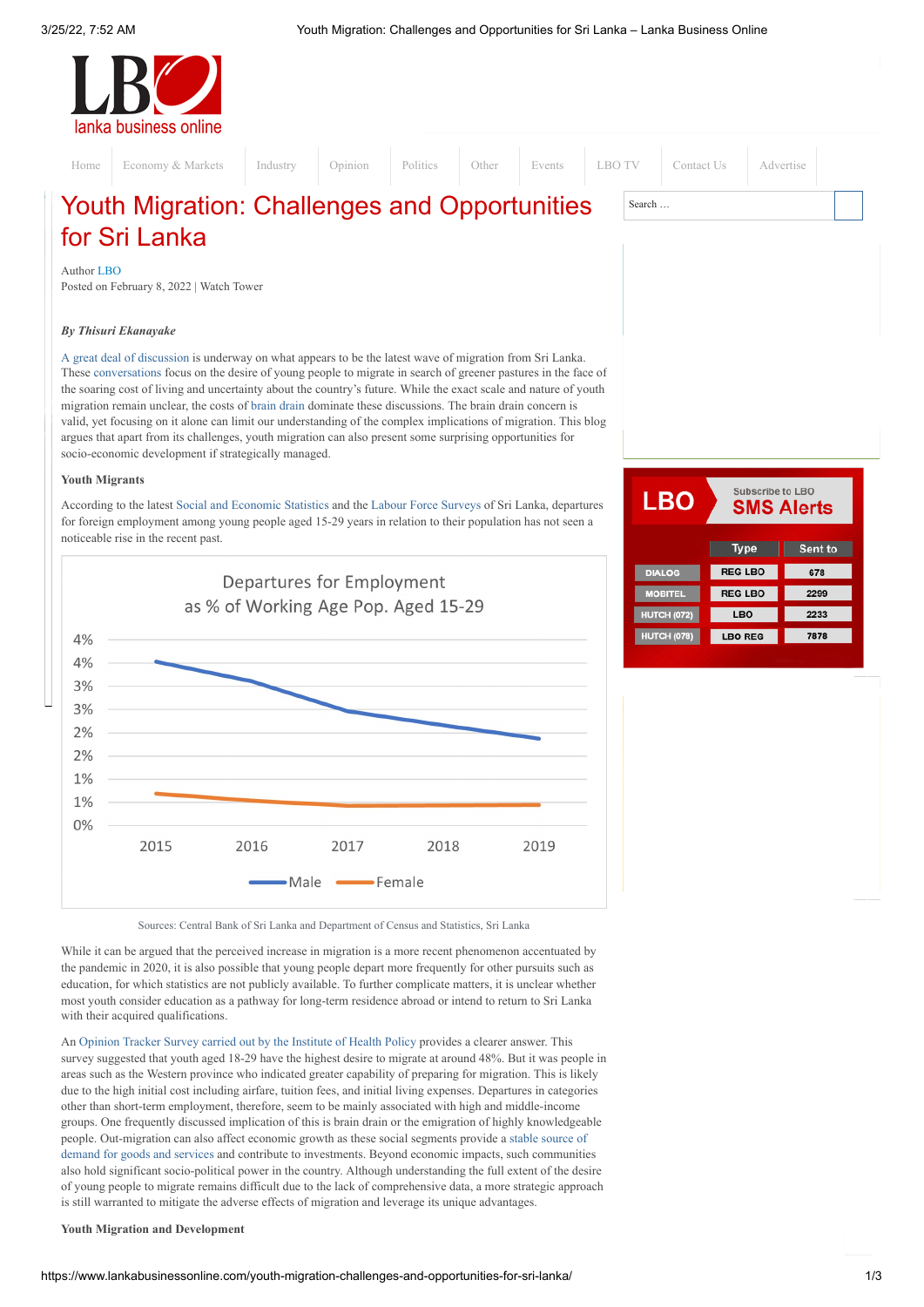# Youth Migration: Challenges and Opportunities for Sri Lanka

Author LBO
Posted on February 8, 2022 | Watch Tower

***By Thisuri Ekanayake***

A great deal of discussion is underway on what appears to be the latest wave of migration from Sri Lanka. These conversations focus on the desire of young people to migrate in search of greener pastures in the face of the soaring cost of living and uncertainty about the country's future. While the exact scale and nature of youth migration remain unclear, the costs of brain drain dominate these discussions. The brain drain concern is valid, yet focusing on it alone can limit our understanding of the complex implications of migration. This blog argues that apart from its challenges, youth migration can also present some surprising opportunities for socio-economic development if strategically managed.

**Youth Migrants**

According to the latest Social and Economic Statistics and the Labour Force Surveys of Sri Lanka, departures for foreign employment among young people aged 15-29 years in relation to their population has not seen a noticeable rise in the recent past.

Sources: Central Bank of Sri Lanka and Department of Census and Statistics, Sri Lanka

While it can be argued that the perceived increase in migration is a more recent phenomenon accentuated by the pandemic in 2020, it is also possible that young people depart more frequently for other pursuits such as education, for which statistics are not publicly available. To further complicate matters, it is unclear whether most youth consider education as a pathway for long-term residence abroad or intend to return to Sri Lanka with their acquired qualifications.

An Opinion Tracker Survey carried out by the Institute of Health Policy provides a clearer answer. This survey suggested that youth aged 18-29 have the highest desire to migrate at around 48%. But it was people in areas such as the Western province who indicated greater capability of preparing for migration. This is likely due to the high initial cost including airfare, tuition fees, and initial living expenses. Departures in categories other than short-term employment, therefore, seem to be mainly associated with high and middle-income groups. One frequently discussed implication of this is brain drain or the emigration of highly knowledgeable people. Out-migration can also affect economic growth as these social segments provide a stable source of demand for goods and services and contribute to investments. Beyond economic impacts, such communities also hold significant socio-political power in the country. Although understanding the full extent of the desire of young people to migrate remains difficult due to the lack of comprehensive data, a more strategic approach is still warranted to mitigate the adverse effects of migration and leverage its unique advantages.

**Youth Migration and Development**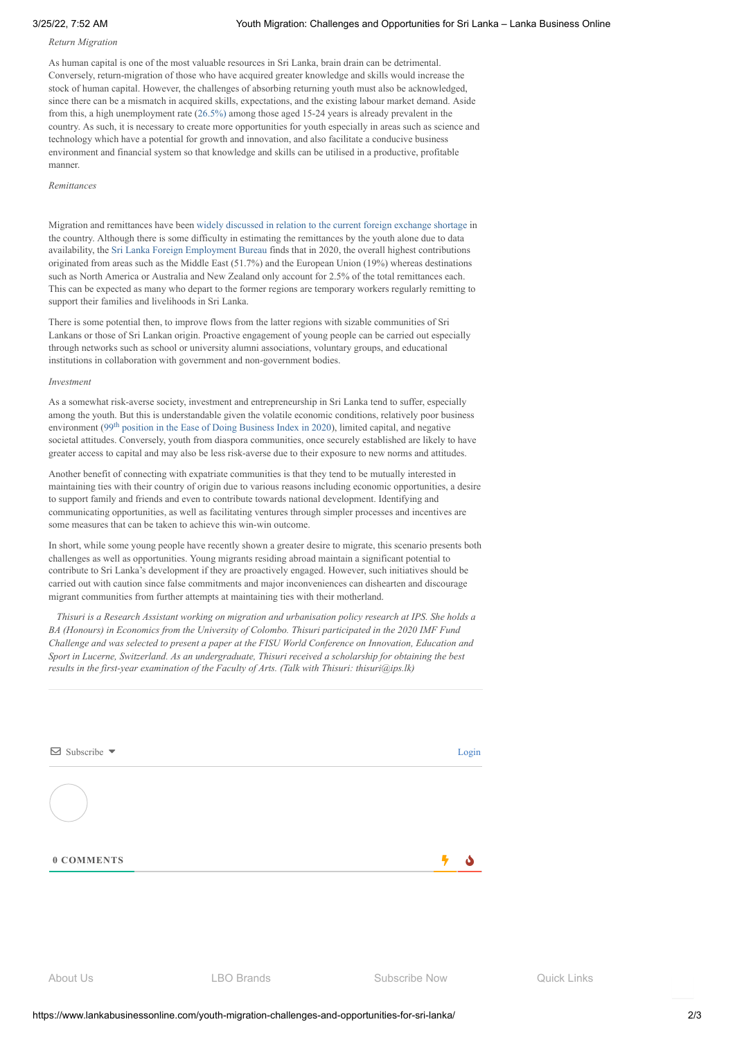*Return Migration*

As human capital is one of the most valuable resources in Sri Lanka, brain drain can be detrimental. Conversely, return-migration of those who have acquired greater knowledge and skills would increase the stock of human capital. However, the challenges of absorbing returning youth must also be acknowledged, since there can be a mismatch in acquired skills, expectations, and the existing labour market demand. Aside from this, a high unemployment rate (26.5%) among those aged 15-24 years is already prevalent in the country. As such, it is necessary to create more opportunities for youth especially in areas such as science and technology which have a potential for growth and innovation, and also facilitate a conducive business environment and financial system so that knowledge and skills can be utilised in a productive, profitable manner.

*Remittances*

Migration and remittances have been widely discussed in relation to the current foreign exchange shortage in the country. Although there is some difficulty in estimating the remittances by the youth alone due to data availability, the Sri Lanka Foreign Employment Bureau finds that in 2020, the overall highest contributions originated from areas such as the Middle East (51.7%) and the European Union (19%) whereas destinations such as North America or Australia and New Zealand only account for 2.5% of the total remittances each. This can be expected as many who depart to the former regions are temporary workers regularly remitting to support their families and livelihoods in Sri Lanka.

There is some potential then, to improve flows from the latter regions with sizable communities of Sri Lankans or those of Sri Lankan origin. Proactive engagement of young people can be carried out especially through networks such as school or university alumni associations, voluntary groups, and educational institutions in collaboration with government and non-government bodies.

*Investment*

As a somewhat risk-averse society, investment and entrepreneurship in Sri Lanka tend to suffer, especially among the youth. But this is understandable given the volatile economic conditions, relatively poor business environment (99th position in the Ease of Doing Business Index in 2020), limited capital, and negative societal attitudes. Conversely, youth from diaspora communities, once securely established are likely to have greater access to capital and may also be less risk-averse due to their exposure to new norms and attitudes.

Another benefit of connecting with expatriate communities is that they tend to be mutually interested in maintaining ties with their country of origin due to various reasons including economic opportunities, a desire to support family and friends and even to contribute towards national development. Identifying and communicating opportunities, as well as facilitating ventures through simpler processes and incentives are some measures that can be taken to achieve this win-win outcome.

In short, while some young people have recently shown a greater desire to migrate, this scenario presents both challenges as well as opportunities. Young migrants residing abroad maintain a significant potential to contribute to Sri Lanka's development if they are proactively engaged. However, such initiatives should be carried out with caution since false commitments and major inconveniences can dishearten and discourage migrant communities from further attempts at maintaining ties with their motherland.

*Thisuri is a Research Assistant working on migration and urbanisation policy research at IPS. She holds a BA (Honours) in Economics from the University of Colombo. Thisuri participated in the 2020 IMF Fund Challenge and was selected to present a paper at the FISU World Conference on Innovation, Education and Sport in Lucerne, Switzerland. As an undergraduate, Thisuri received a scholarship for obtaining the best results in the first-year examination of the Faculty of Arts. (Talk with Thisuri: thisuri@ips.lk)*

Subscribe Login

0 COMMENTS

About Us LBO Brands Subscribe Now Quick Links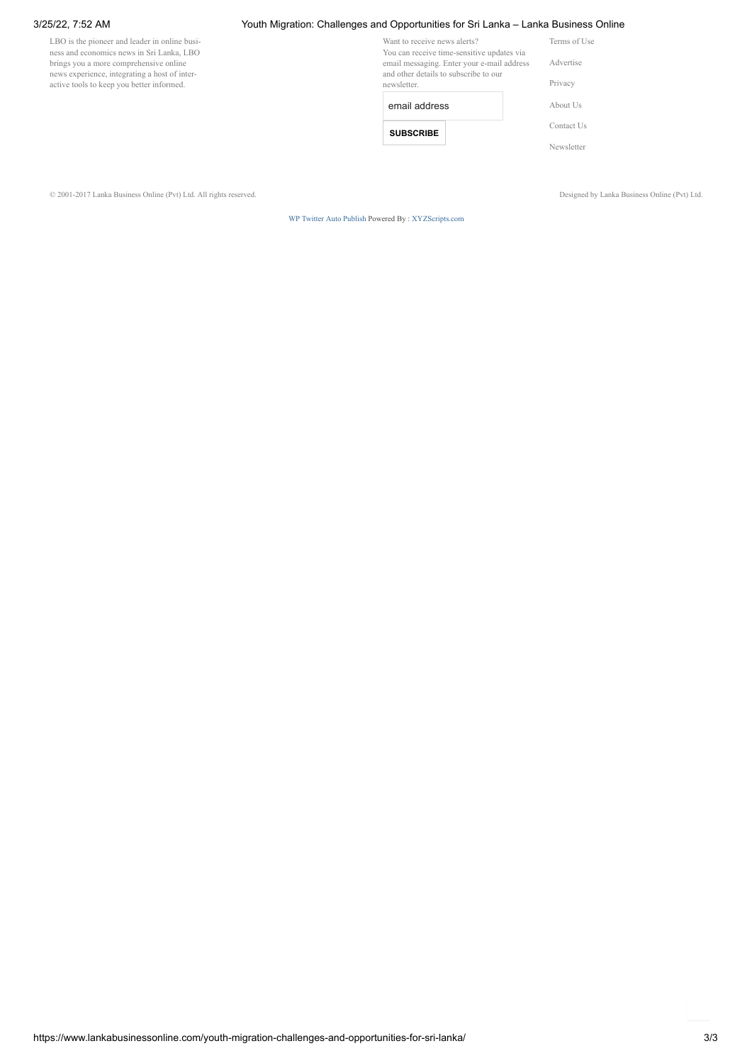LBO is the pioneer and leader in online business and economics news in Sri Lanka, LBO brings you a more comprehensive online news experience, integrating a host of interactive tools to keep you better informed.

Want to receive news alerts?
You can receive time-sensitive updates via email messaging. Enter your e-mail address and other details to subscribe to our newsletter.

email address

SUBSCRIBE

Terms of Use

Advertise

Privacy

About Us

Contact Us

Newsletter

© 2001-2017 Lanka Business Online (Pvt) Ltd. All rights reserved.

Designed by Lanka Business Online (Pvt) Ltd.

WP Twitter Auto Publish Powered By : XYZScripts.com